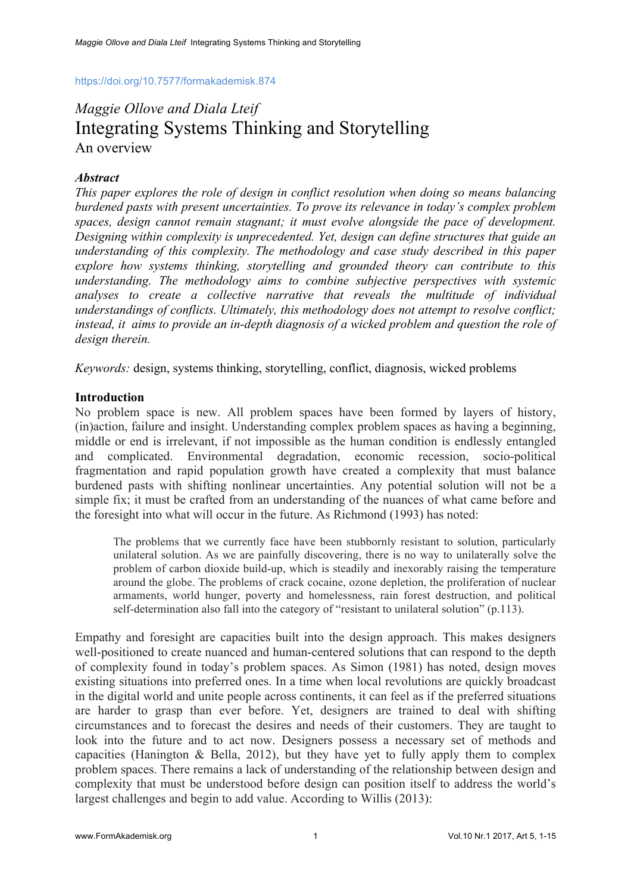https://doi.org/10.7577/formakademisk.874

*Maggie Ollove and Diala Lteif*

# Integrating Systems Thinking and Storytelling

## An overview

***Abstract***

*This paper explores the role of design in conflict resolution when doing so means balancing burdened pasts with present uncertainties. To prove its relevance in today's complex problem spaces, design cannot remain stagnant; it must evolve alongside the pace of development. Designing within complexity is unprecedented. Yet, design can define structures that guide an understanding of this complexity. The methodology and case study described in this paper explore how systems thinking, storytelling and grounded theory can contribute to this understanding. The methodology aims to combine subjective perspectives with systemic analyses to create a collective narrative that reveals the multitude of individual understandings of conflicts. Ultimately, this methodology does not attempt to resolve conflict; instead, it aims to provide an in-depth diagnosis of a wicked problem and question the role of design therein.*

*Keywords:* design, systems thinking, storytelling, conflict, diagnosis, wicked problems

**Introduction**

No problem space is new. All problem spaces have been formed by layers of history, (in)action, failure and insight. Understanding complex problem spaces as having a beginning, middle or end is irrelevant, if not impossible as the human condition is endlessly entangled and complicated. Environmental degradation, economic recession, socio-political fragmentation and rapid population growth have created a complexity that must balance burdened pasts with shifting nonlinear uncertainties. Any potential solution will not be a simple fix; it must be crafted from an understanding of the nuances of what came before and the foresight into what will occur in the future. As Richmond (1993) has noted:

> The problems that we currently face have been stubbornly resistant to solution, particularly unilateral solution. As we are painfully discovering, there is no way to unilaterally solve the problem of carbon dioxide build-up, which is steadily and inexorably raising the temperature around the globe. The problems of crack cocaine, ozone depletion, the proliferation of nuclear armaments, world hunger, poverty and homelessness, rain forest destruction, and political self-determination also fall into the category of "resistant to unilateral solution" (p.113).

Empathy and foresight are capacities built into the design approach. This makes designers well-positioned to create nuanced and human-centered solutions that can respond to the depth of complexity found in today's problem spaces. As Simon (1981) has noted, design moves existing situations into preferred ones. In a time when local revolutions are quickly broadcast in the digital world and unite people across continents, it can feel as if the preferred situations are harder to grasp than ever before. Yet, designers are trained to deal with shifting circumstances and to forecast the desires and needs of their customers. They are taught to look into the future and to act now. Designers possess a necessary set of methods and capacities (Hanington & Bella, 2012), but they have yet to fully apply them to complex problem spaces. There remains a lack of understanding of the relationship between design and complexity that must be understood before design can position itself to address the world's largest challenges and begin to add value. According to Willis (2013):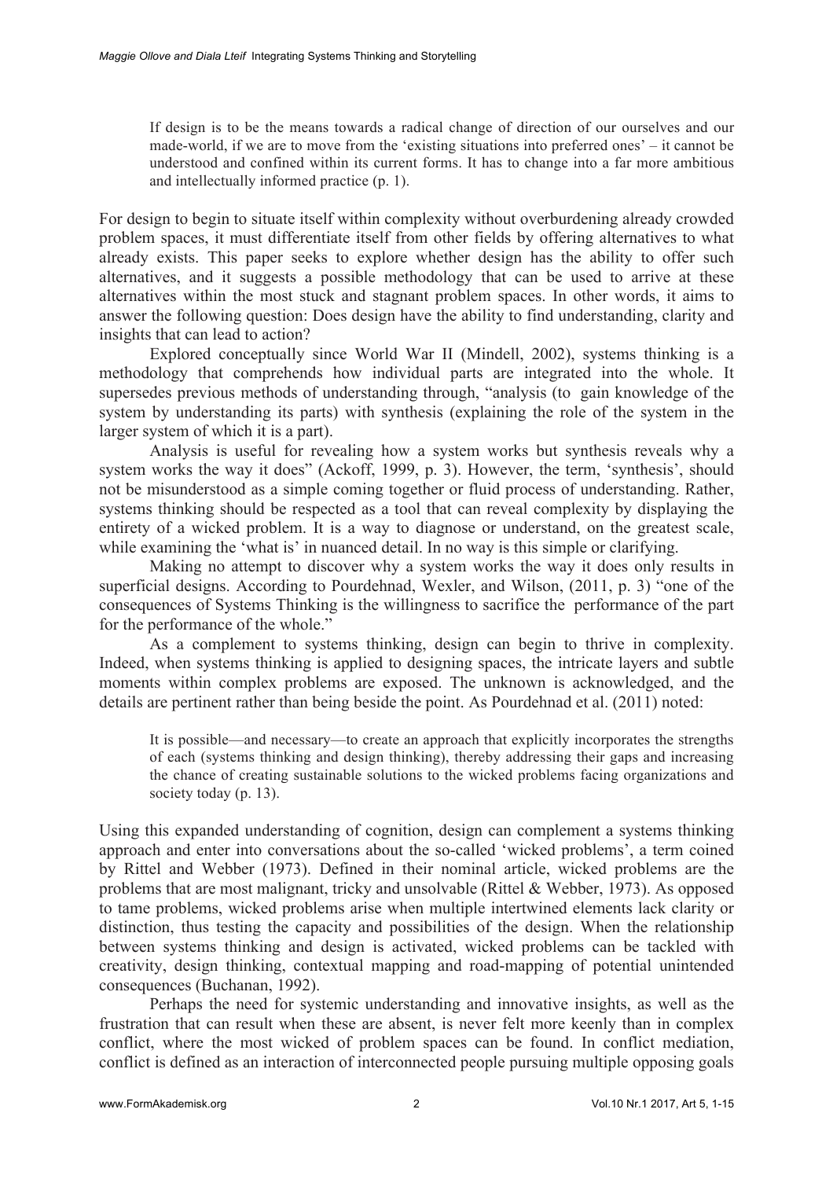> If design is to be the means towards a radical change of direction of our ourselves and our made-world, if we are to move from the 'existing situations into preferred ones' – it cannot be understood and confined within its current forms. It has to change into a far more ambitious and intellectually informed practice (p. 1).

For design to begin to situate itself within complexity without overburdening already crowded problem spaces, it must differentiate itself from other fields by offering alternatives to what already exists. This paper seeks to explore whether design has the ability to offer such alternatives, and it suggests a possible methodology that can be used to arrive at these alternatives within the most stuck and stagnant problem spaces. In other words, it aims to answer the following question: Does design have the ability to find understanding, clarity and insights that can lead to action?

Explored conceptually since World War II (Mindell, 2002), systems thinking is a methodology that comprehends how individual parts are integrated into the whole. It supersedes previous methods of understanding through, "analysis (to gain knowledge of the system by understanding its parts) with synthesis (explaining the role of the system in the larger system of which it is a part).

Analysis is useful for revealing how a system works but synthesis reveals why a system works the way it does" (Ackoff, 1999, p. 3). However, the term, 'synthesis', should not be misunderstood as a simple coming together or fluid process of understanding. Rather, systems thinking should be respected as a tool that can reveal complexity by displaying the entirety of a wicked problem. It is a way to diagnose or understand, on the greatest scale, while examining the 'what is' in nuanced detail. In no way is this simple or clarifying.

Making no attempt to discover why a system works the way it does only results in superficial designs. According to Pourdehnad, Wexler, and Wilson, (2011, p. 3) "one of the consequences of Systems Thinking is the willingness to sacrifice the performance of the part for the performance of the whole."

As a complement to systems thinking, design can begin to thrive in complexity. Indeed, when systems thinking is applied to designing spaces, the intricate layers and subtle moments within complex problems are exposed. The unknown is acknowledged, and the details are pertinent rather than being beside the point. As Pourdehnad et al. (2011) noted:

> It is possible—and necessary—to create an approach that explicitly incorporates the strengths of each (systems thinking and design thinking), thereby addressing their gaps and increasing the chance of creating sustainable solutions to the wicked problems facing organizations and society today (p. 13).

Using this expanded understanding of cognition, design can complement a systems thinking approach and enter into conversations about the so-called 'wicked problems', a term coined by Rittel and Webber (1973). Defined in their nominal article, wicked problems are the problems that are most malignant, tricky and unsolvable (Rittel & Webber, 1973). As opposed to tame problems, wicked problems arise when multiple intertwined elements lack clarity or distinction, thus testing the capacity and possibilities of the design. When the relationship between systems thinking and design is activated, wicked problems can be tackled with creativity, design thinking, contextual mapping and road-mapping of potential unintended consequences (Buchanan, 1992).

Perhaps the need for systemic understanding and innovative insights, as well as the frustration that can result when these are absent, is never felt more keenly than in complex conflict, where the most wicked of problem spaces can be found. In conflict mediation, conflict is defined as an interaction of interconnected people pursuing multiple opposing goals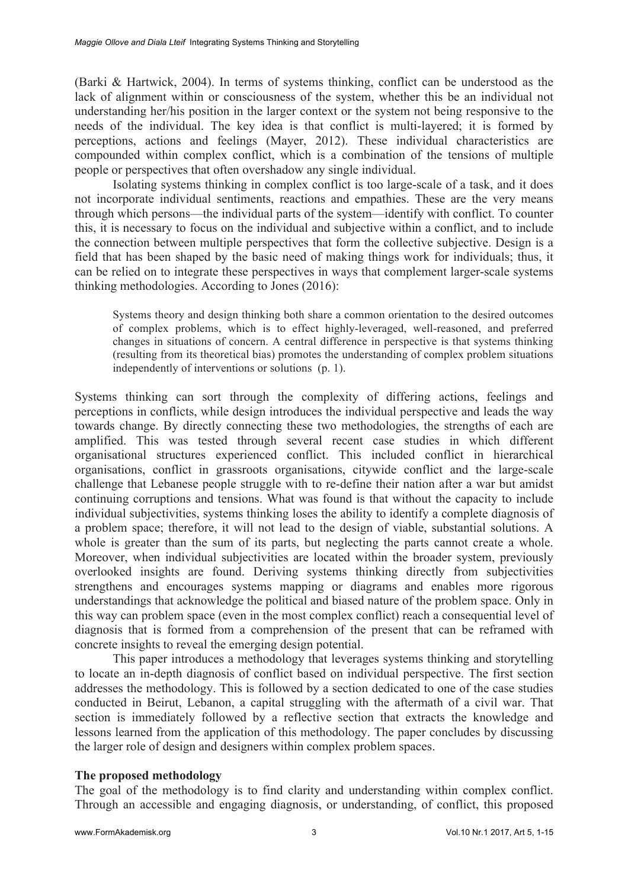(Barki & Hartwick, 2004). In terms of systems thinking, conflict can be understood as the lack of alignment within or consciousness of the system, whether this be an individual not understanding her/his position in the larger context or the system not being responsive to the needs of the individual. The key idea is that conflict is multi-layered; it is formed by perceptions, actions and feelings (Mayer, 2012). These individual characteristics are compounded within complex conflict, which is a combination of the tensions of multiple people or perspectives that often overshadow any single individual.

Isolating systems thinking in complex conflict is too large-scale of a task, and it does not incorporate individual sentiments, reactions and empathies. These are the very means through which persons—the individual parts of the system—identify with conflict. To counter this, it is necessary to focus on the individual and subjective within a conflict, and to include the connection between multiple perspectives that form the collective subjective. Design is a field that has been shaped by the basic need of making things work for individuals; thus, it can be relied on to integrate these perspectives in ways that complement larger-scale systems thinking methodologies. According to Jones (2016):

> Systems theory and design thinking both share a common orientation to the desired outcomes of complex problems, which is to effect highly-leveraged, well-reasoned, and preferred changes in situations of concern. A central difference in perspective is that systems thinking (resulting from its theoretical bias) promotes the understanding of complex problem situations independently of interventions or solutions (p. 1).

Systems thinking can sort through the complexity of differing actions, feelings and perceptions in conflicts, while design introduces the individual perspective and leads the way towards change. By directly connecting these two methodologies, the strengths of each are amplified. This was tested through several recent case studies in which different organisational structures experienced conflict. This included conflict in hierarchical organisations, conflict in grassroots organisations, citywide conflict and the large-scale challenge that Lebanese people struggle with to re-define their nation after a war but amidst continuing corruptions and tensions. What was found is that without the capacity to include individual subjectivities, systems thinking loses the ability to identify a complete diagnosis of a problem space; therefore, it will not lead to the design of viable, substantial solutions. A whole is greater than the sum of its parts, but neglecting the parts cannot create a whole. Moreover, when individual subjectivities are located within the broader system, previously overlooked insights are found. Deriving systems thinking directly from subjectivities strengthens and encourages systems mapping or diagrams and enables more rigorous understandings that acknowledge the political and biased nature of the problem space. Only in this way can problem space (even in the most complex conflict) reach a consequential level of diagnosis that is formed from a comprehension of the present that can be reframed with concrete insights to reveal the emerging design potential.

This paper introduces a methodology that leverages systems thinking and storytelling to locate an in-depth diagnosis of conflict based on individual perspective. The first section addresses the methodology. This is followed by a section dedicated to one of the case studies conducted in Beirut, Lebanon, a capital struggling with the aftermath of a civil war. That section is immediately followed by a reflective section that extracts the knowledge and lessons learned from the application of this methodology. The paper concludes by discussing the larger role of design and designers within complex problem spaces.

## The proposed methodology

The goal of the methodology is to find clarity and understanding within complex conflict. Through an accessible and engaging diagnosis, or understanding, of conflict, this proposed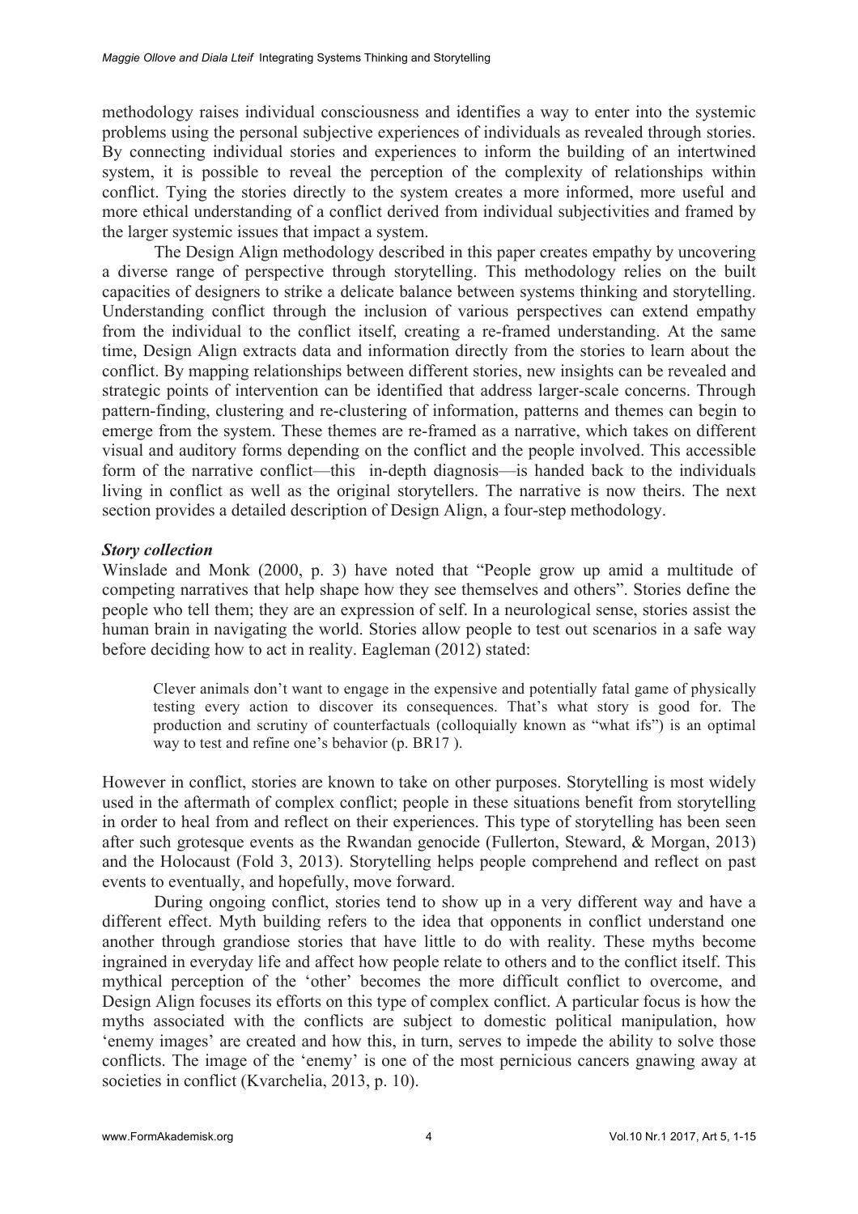methodology raises individual consciousness and identifies a way to enter into the systemic problems using the personal subjective experiences of individuals as revealed through stories. By connecting individual stories and experiences to inform the building of an intertwined system, it is possible to reveal the perception of the complexity of relationships within conflict. Tying the stories directly to the system creates a more informed, more useful and more ethical understanding of a conflict derived from individual subjectivities and framed by the larger systemic issues that impact a system.

The Design Align methodology described in this paper creates empathy by uncovering a diverse range of perspective through storytelling. This methodology relies on the built capacities of designers to strike a delicate balance between systems thinking and storytelling. Understanding conflict through the inclusion of various perspectives can extend empathy from the individual to the conflict itself, creating a re-framed understanding. At the same time, Design Align extracts data and information directly from the stories to learn about the conflict. By mapping relationships between different stories, new insights can be revealed and strategic points of intervention can be identified that address larger-scale concerns. Through pattern-finding, clustering and re-clustering of information, patterns and themes can begin to emerge from the system. These themes are re-framed as a narrative, which takes on different visual and auditory forms depending on the conflict and the people involved. This accessible form of the narrative conflict—this in-depth diagnosis—is handed back to the individuals living in conflict as well as the original storytellers. The narrative is now theirs. The next section provides a detailed description of Design Align, a four-step methodology.

### *Story collection*

Winslade and Monk (2000, p. 3) have noted that "People grow up amid a multitude of competing narratives that help shape how they see themselves and others". Stories define the people who tell them; they are an expression of self. In a neurological sense, stories assist the human brain in navigating the world. Stories allow people to test out scenarios in a safe way before deciding how to act in reality. Eagleman (2012) stated:

> Clever animals don't want to engage in the expensive and potentially fatal game of physically testing every action to discover its consequences. That's what story is good for. The production and scrutiny of counterfactuals (colloquially known as "what ifs") is an optimal way to test and refine one's behavior (p. BR17 ).

However in conflict, stories are known to take on other purposes. Storytelling is most widely used in the aftermath of complex conflict; people in these situations benefit from storytelling in order to heal from and reflect on their experiences. This type of storytelling has been seen after such grotesque events as the Rwandan genocide (Fullerton, Steward, & Morgan, 2013) and the Holocaust (Fold 3, 2013). Storytelling helps people comprehend and reflect on past events to eventually, and hopefully, move forward.

During ongoing conflict, stories tend to show up in a very different way and have a different effect. Myth building refers to the idea that opponents in conflict understand one another through grandiose stories that have little to do with reality. These myths become ingrained in everyday life and affect how people relate to others and to the conflict itself. This mythical perception of the 'other' becomes the more difficult conflict to overcome, and Design Align focuses its efforts on this type of complex conflict. A particular focus is how the myths associated with the conflicts are subject to domestic political manipulation, how 'enemy images' are created and how this, in turn, serves to impede the ability to solve those conflicts. The image of the 'enemy' is one of the most pernicious cancers gnawing away at societies in conflict (Kvarchelia, 2013, p. 10).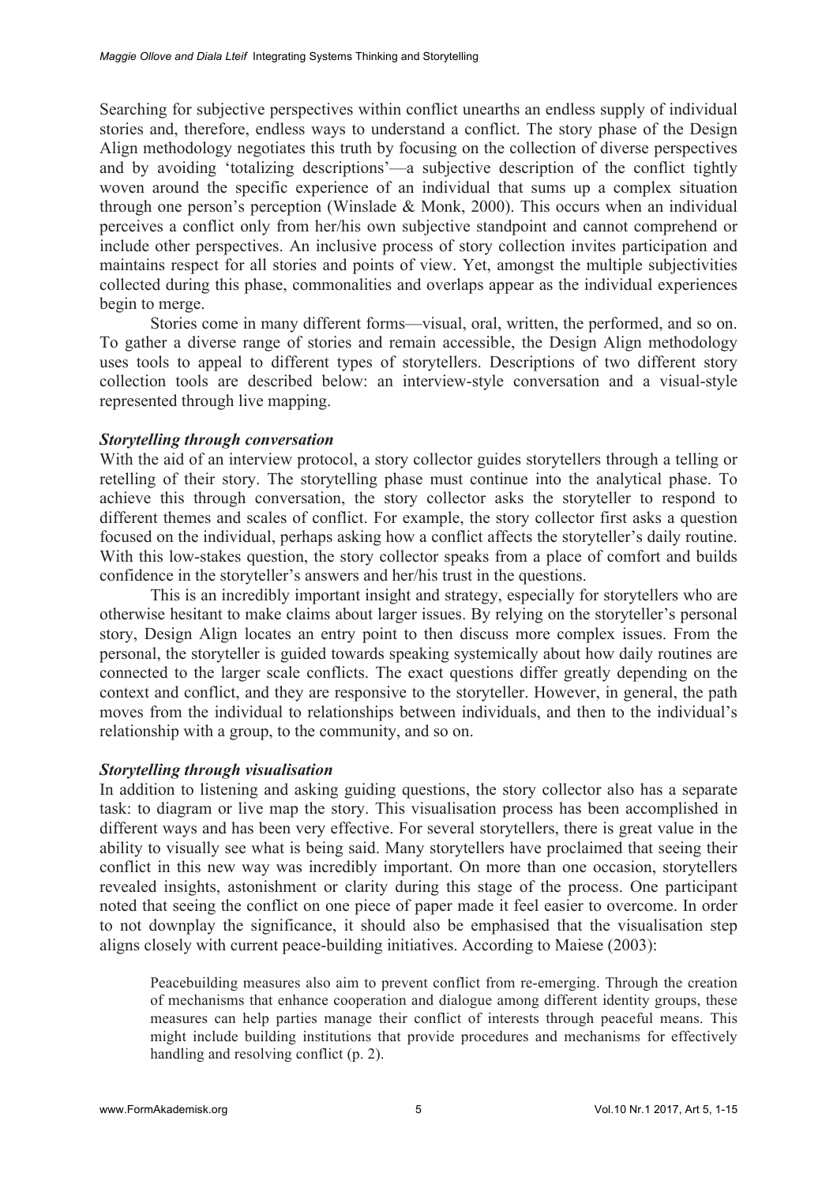Searching for subjective perspectives within conflict unearths an endless supply of individual stories and, therefore, endless ways to understand a conflict. The story phase of the Design Align methodology negotiates this truth by focusing on the collection of diverse perspectives and by avoiding 'totalizing descriptions'—a subjective description of the conflict tightly woven around the specific experience of an individual that sums up a complex situation through one person's perception (Winslade & Monk, 2000). This occurs when an individual perceives a conflict only from her/his own subjective standpoint and cannot comprehend or include other perspectives. An inclusive process of story collection invites participation and maintains respect for all stories and points of view. Yet, amongst the multiple subjectivities collected during this phase, commonalities and overlaps appear as the individual experiences begin to merge.

Stories come in many different forms—visual, oral, written, the performed, and so on. To gather a diverse range of stories and remain accessible, the Design Align methodology uses tools to appeal to different types of storytellers. Descriptions of two different story collection tools are described below: an interview-style conversation and a visual-style represented through live mapping.

### *Storytelling through conversation*

With the aid of an interview protocol, a story collector guides storytellers through a telling or retelling of their story. The storytelling phase must continue into the analytical phase. To achieve this through conversation, the story collector asks the storyteller to respond to different themes and scales of conflict. For example, the story collector first asks a question focused on the individual, perhaps asking how a conflict affects the storyteller's daily routine. With this low-stakes question, the story collector speaks from a place of comfort and builds confidence in the storyteller's answers and her/his trust in the questions.

This is an incredibly important insight and strategy, especially for storytellers who are otherwise hesitant to make claims about larger issues. By relying on the storyteller's personal story, Design Align locates an entry point to then discuss more complex issues. From the personal, the storyteller is guided towards speaking systemically about how daily routines are connected to the larger scale conflicts. The exact questions differ greatly depending on the context and conflict, and they are responsive to the storyteller. However, in general, the path moves from the individual to relationships between individuals, and then to the individual's relationship with a group, to the community, and so on.

### *Storytelling through visualisation*

In addition to listening and asking guiding questions, the story collector also has a separate task: to diagram or live map the story. This visualisation process has been accomplished in different ways and has been very effective. For several storytellers, there is great value in the ability to visually see what is being said. Many storytellers have proclaimed that seeing their conflict in this new way was incredibly important. On more than one occasion, storytellers revealed insights, astonishment or clarity during this stage of the process. One participant noted that seeing the conflict on one piece of paper made it feel easier to overcome. In order to not downplay the significance, it should also be emphasised that the visualisation step aligns closely with current peace-building initiatives. According to Maiese (2003):

> Peacebuilding measures also aim to prevent conflict from re-emerging. Through the creation of mechanisms that enhance cooperation and dialogue among different identity groups, these measures can help parties manage their conflict of interests through peaceful means. This might include building institutions that provide procedures and mechanisms for effectively handling and resolving conflict (p. 2).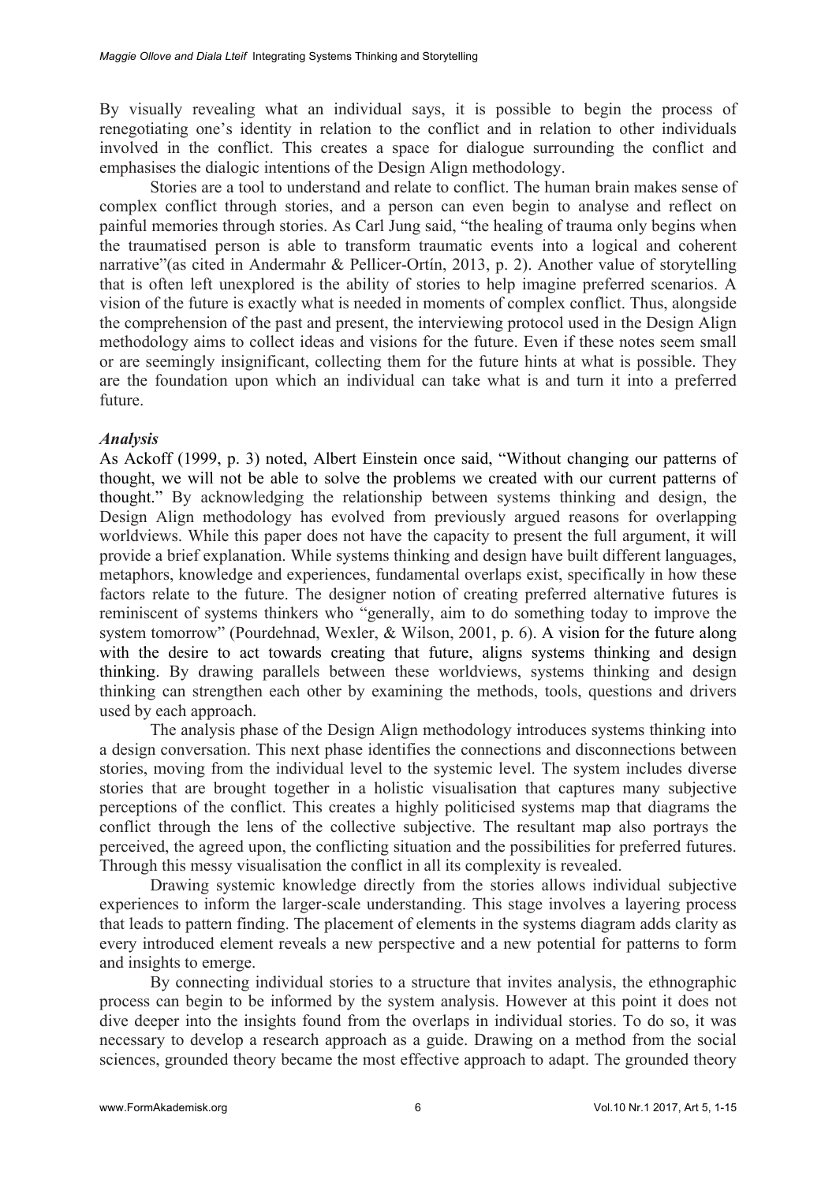By visually revealing what an individual says, it is possible to begin the process of renegotiating one's identity in relation to the conflict and in relation to other individuals involved in the conflict. This creates a space for dialogue surrounding the conflict and emphasises the dialogic intentions of the Design Align methodology.

Stories are a tool to understand and relate to conflict. The human brain makes sense of complex conflict through stories, and a person can even begin to analyse and reflect on painful memories through stories. As Carl Jung said, "the healing of trauma only begins when the traumatised person is able to transform traumatic events into a logical and coherent narrative"(as cited in Andermahr & Pellicer-Ortín, 2013, p. 2). Another value of storytelling that is often left unexplored is the ability of stories to help imagine preferred scenarios. A vision of the future is exactly what is needed in moments of complex conflict. Thus, alongside the comprehension of the past and present, the interviewing protocol used in the Design Align methodology aims to collect ideas and visions for the future. Even if these notes seem small or are seemingly insignificant, collecting them for the future hints at what is possible. They are the foundation upon which an individual can take what is and turn it into a preferred future.

### *Analysis*

As Ackoff (1999, p. 3) noted, Albert Einstein once said, "Without changing our patterns of thought, we will not be able to solve the problems we created with our current patterns of thought." By acknowledging the relationship between systems thinking and design, the Design Align methodology has evolved from previously argued reasons for overlapping worldviews. While this paper does not have the capacity to present the full argument, it will provide a brief explanation. While systems thinking and design have built different languages, metaphors, knowledge and experiences, fundamental overlaps exist, specifically in how these factors relate to the future. The designer notion of creating preferred alternative futures is reminiscent of systems thinkers who "generally, aim to do something today to improve the system tomorrow" (Pourdehnad, Wexler, & Wilson, 2001, p. 6). A vision for the future along with the desire to act towards creating that future, aligns systems thinking and design thinking. By drawing parallels between these worldviews, systems thinking and design thinking can strengthen each other by examining the methods, tools, questions and drivers used by each approach.

The analysis phase of the Design Align methodology introduces systems thinking into a design conversation. This next phase identifies the connections and disconnections between stories, moving from the individual level to the systemic level. The system includes diverse stories that are brought together in a holistic visualisation that captures many subjective perceptions of the conflict. This creates a highly politicised systems map that diagrams the conflict through the lens of the collective subjective. The resultant map also portrays the perceived, the agreed upon, the conflicting situation and the possibilities for preferred futures. Through this messy visualisation the conflict in all its complexity is revealed.

Drawing systemic knowledge directly from the stories allows individual subjective experiences to inform the larger-scale understanding. This stage involves a layering process that leads to pattern finding. The placement of elements in the systems diagram adds clarity as every introduced element reveals a new perspective and a new potential for patterns to form and insights to emerge.

By connecting individual stories to a structure that invites analysis, the ethnographic process can begin to be informed by the system analysis. However at this point it does not dive deeper into the insights found from the overlaps in individual stories. To do so, it was necessary to develop a research approach as a guide. Drawing on a method from the social sciences, grounded theory became the most effective approach to adapt. The grounded theory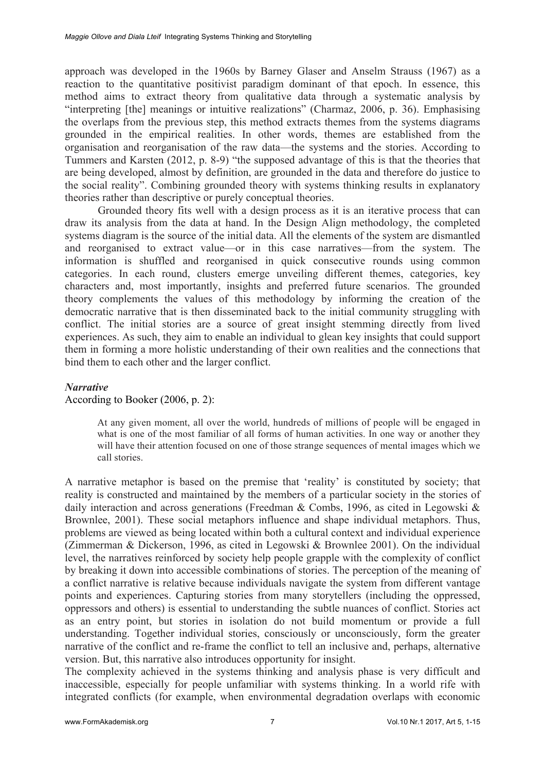approach was developed in the 1960s by Barney Glaser and Anselm Strauss (1967) as a reaction to the quantitative positivist paradigm dominant of that epoch. In essence, this method aims to extract theory from qualitative data through a systematic analysis by "interpreting [the] meanings or intuitive realizations" (Charmaz, 2006, p. 36). Emphasising the overlaps from the previous step, this method extracts themes from the systems diagrams grounded in the empirical realities. In other words, themes are established from the organisation and reorganisation of the raw data—the systems and the stories. According to Tummers and Karsten (2012, p. 8-9) "the supposed advantage of this is that the theories that are being developed, almost by definition, are grounded in the data and therefore do justice to the social reality". Combining grounded theory with systems thinking results in explanatory theories rather than descriptive or purely conceptual theories.

Grounded theory fits well with a design process as it is an iterative process that can draw its analysis from the data at hand. In the Design Align methodology, the completed systems diagram is the source of the initial data. All the elements of the system are dismantled and reorganised to extract value—or in this case narratives—from the system. The information is shuffled and reorganised in quick consecutive rounds using common categories. In each round, clusters emerge unveiling different themes, categories, key characters and, most importantly, insights and preferred future scenarios. The grounded theory complements the values of this methodology by informing the creation of the democratic narrative that is then disseminated back to the initial community struggling with conflict. The initial stories are a source of great insight stemming directly from lived experiences. As such, they aim to enable an individual to glean key insights that could support them in forming a more holistic understanding of their own realities and the connections that bind them to each other and the larger conflict.

### *Narrative*

According to Booker (2006, p. 2):

> At any given moment, all over the world, hundreds of millions of people will be engaged in what is one of the most familiar of all forms of human activities. In one way or another they will have their attention focused on one of those strange sequences of mental images which we call stories.

A narrative metaphor is based on the premise that 'reality' is constituted by society; that reality is constructed and maintained by the members of a particular society in the stories of daily interaction and across generations (Freedman & Combs, 1996, as cited in Legowski & Brownlee, 2001). These social metaphors influence and shape individual metaphors. Thus, problems are viewed as being located within both a cultural context and individual experience (Zimmerman & Dickerson, 1996, as cited in Legowski & Brownlee 2001). On the individual level, the narratives reinforced by society help people grapple with the complexity of conflict by breaking it down into accessible combinations of stories. The perception of the meaning of a conflict narrative is relative because individuals navigate the system from different vantage points and experiences. Capturing stories from many storytellers (including the oppressed, oppressors and others) is essential to understanding the subtle nuances of conflict. Stories act as an entry point, but stories in isolation do not build momentum or provide a full understanding. Together individual stories, consciously or unconsciously, form the greater narrative of the conflict and re-frame the conflict to tell an inclusive and, perhaps, alternative version. But, this narrative also introduces opportunity for insight.

The complexity achieved in the systems thinking and analysis phase is very difficult and inaccessible, especially for people unfamiliar with systems thinking. In a world rife with integrated conflicts (for example, when environmental degradation overlaps with economic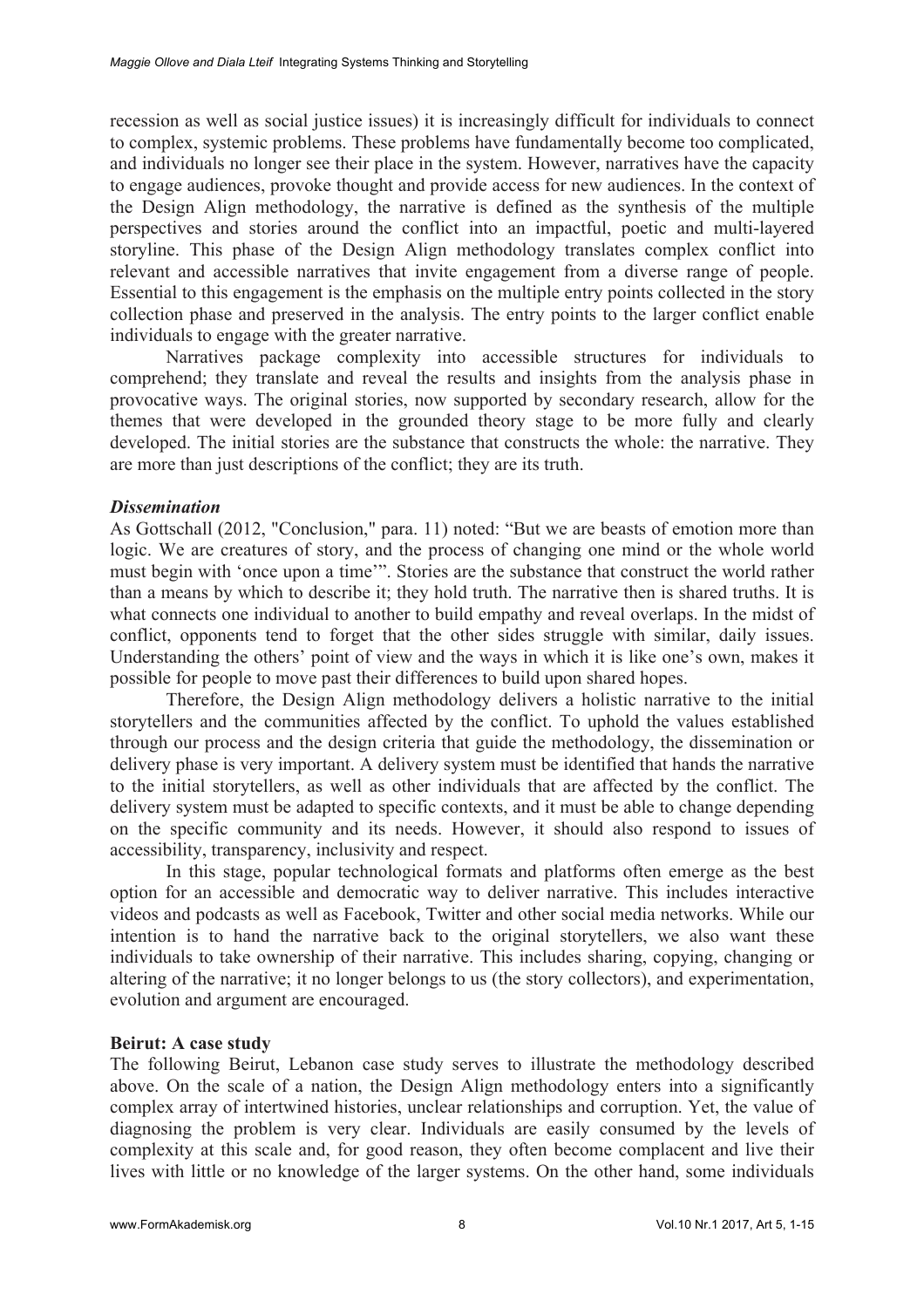recession as well as social justice issues) it is increasingly difficult for individuals to connect to complex, systemic problems. These problems have fundamentally become too complicated, and individuals no longer see their place in the system. However, narratives have the capacity to engage audiences, provoke thought and provide access for new audiences. In the context of the Design Align methodology, the narrative is defined as the synthesis of the multiple perspectives and stories around the conflict into an impactful, poetic and multi-layered storyline. This phase of the Design Align methodology translates complex conflict into relevant and accessible narratives that invite engagement from a diverse range of people. Essential to this engagement is the emphasis on the multiple entry points collected in the story collection phase and preserved in the analysis. The entry points to the larger conflict enable individuals to engage with the greater narrative.

Narratives package complexity into accessible structures for individuals to comprehend; they translate and reveal the results and insights from the analysis phase in provocative ways. The original stories, now supported by secondary research, allow for the themes that were developed in the grounded theory stage to be more fully and clearly developed. The initial stories are the substance that constructs the whole: the narrative. They are more than just descriptions of the conflict; they are its truth.

***Dissemination***

As Gottschall (2012, "Conclusion," para. 11) noted: "But we are beasts of emotion more than logic. We are creatures of story, and the process of changing one mind or the whole world must begin with 'once upon a time'". Stories are the substance that construct the world rather than a means by which to describe it; they hold truth. The narrative then is shared truths. It is what connects one individual to another to build empathy and reveal overlaps. In the midst of conflict, opponents tend to forget that the other sides struggle with similar, daily issues. Understanding the others' point of view and the ways in which it is like one's own, makes it possible for people to move past their differences to build upon shared hopes.

Therefore, the Design Align methodology delivers a holistic narrative to the initial storytellers and the communities affected by the conflict. To uphold the values established through our process and the design criteria that guide the methodology, the dissemination or delivery phase is very important. A delivery system must be identified that hands the narrative to the initial storytellers, as well as other individuals that are affected by the conflict. The delivery system must be adapted to specific contexts, and it must be able to change depending on the specific community and its needs. However, it should also respond to issues of accessibility, transparency, inclusivity and respect.

In this stage, popular technological formats and platforms often emerge as the best option for an accessible and democratic way to deliver narrative. This includes interactive videos and podcasts as well as Facebook, Twitter and other social media networks. While our intention is to hand the narrative back to the original storytellers, we also want these individuals to take ownership of their narrative. This includes sharing, copying, changing or altering of the narrative; it no longer belongs to us (the story collectors), and experimentation, evolution and argument are encouraged.

**Beirut: A case study**

The following Beirut, Lebanon case study serves to illustrate the methodology described above. On the scale of a nation, the Design Align methodology enters into a significantly complex array of intertwined histories, unclear relationships and corruption. Yet, the value of diagnosing the problem is very clear. Individuals are easily consumed by the levels of complexity at this scale and, for good reason, they often become complacent and live their lives with little or no knowledge of the larger systems. On the other hand, some individuals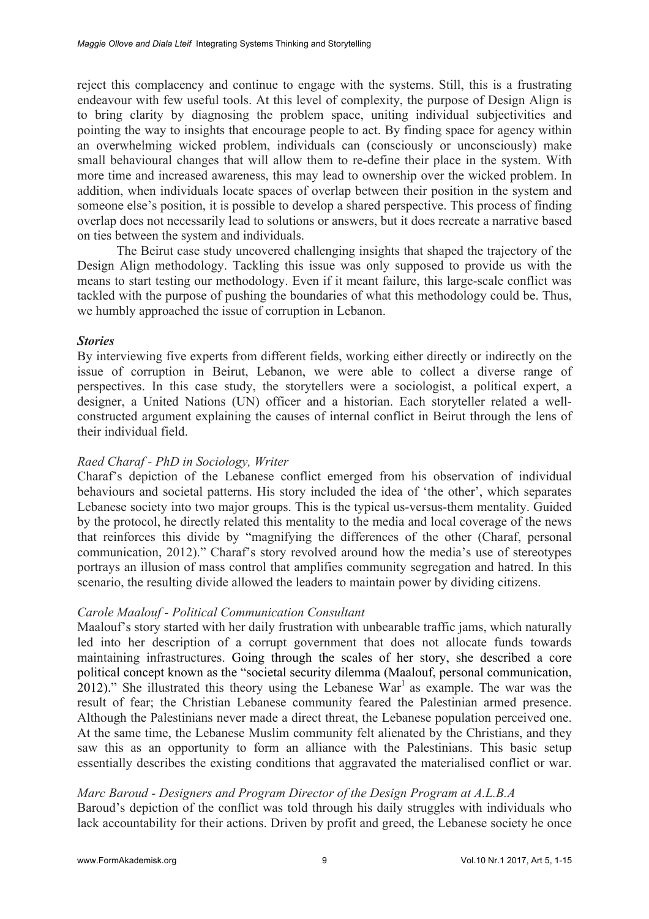reject this complacency and continue to engage with the systems. Still, this is a frustrating endeavour with few useful tools. At this level of complexity, the purpose of Design Align is to bring clarity by diagnosing the problem space, uniting individual subjectivities and pointing the way to insights that encourage people to act. By finding space for agency within an overwhelming wicked problem, individuals can (consciously or unconsciously) make small behavioural changes that will allow them to re-define their place in the system. With more time and increased awareness, this may lead to ownership over the wicked problem. In addition, when individuals locate spaces of overlap between their position in the system and someone else's position, it is possible to develop a shared perspective. This process of finding overlap does not necessarily lead to solutions or answers, but it does recreate a narrative based on ties between the system and individuals.

The Beirut case study uncovered challenging insights that shaped the trajectory of the Design Align methodology. Tackling this issue was only supposed to provide us with the means to start testing our methodology. Even if it meant failure, this large-scale conflict was tackled with the purpose of pushing the boundaries of what this methodology could be. Thus, we humbly approached the issue of corruption in Lebanon.

### *Stories*

By interviewing five experts from different fields, working either directly or indirectly on the issue of corruption in Beirut, Lebanon, we were able to collect a diverse range of perspectives. In this case study, the storytellers were a sociologist, a political expert, a designer, a United Nations (UN) officer and a historian. Each storyteller related a well-constructed argument explaining the causes of internal conflict in Beirut through the lens of their individual field.

*Raed Charaf - PhD in Sociology, Writer*

Charaf's depiction of the Lebanese conflict emerged from his observation of individual behaviours and societal patterns. His story included the idea of 'the other', which separates Lebanese society into two major groups. This is the typical us-versus-them mentality. Guided by the protocol, he directly related this mentality to the media and local coverage of the news that reinforces this divide by "magnifying the differences of the other (Charaf, personal communication, 2012)." Charaf's story revolved around how the media's use of stereotypes portrays an illusion of mass control that amplifies community segregation and hatred. In this scenario, the resulting divide allowed the leaders to maintain power by dividing citizens.

*Carole Maalouf - Political Communication Consultant*

Maalouf's story started with her daily frustration with unbearable traffic jams, which naturally led into her description of a corrupt government that does not allocate funds towards maintaining infrastructures. Going through the scales of her story, she described a core political concept known as the "societal security dilemma (Maalouf, personal communication, 2012)." She illustrated this theory using the Lebanese War[1] as example. The war was the result of fear; the Christian Lebanese community feared the Palestinian armed presence. Although the Palestinians never made a direct threat, the Lebanese population perceived one. At the same time, the Lebanese Muslim community felt alienated by the Christians, and they saw this as an opportunity to form an alliance with the Palestinians. This basic setup essentially describes the existing conditions that aggravated the materialised conflict or war.

*Marc Baroud - Designers and Program Director of the Design Program at A.L.B.A*

Baroud's depiction of the conflict was told through his daily struggles with individuals who lack accountability for their actions. Driven by profit and greed, the Lebanese society he once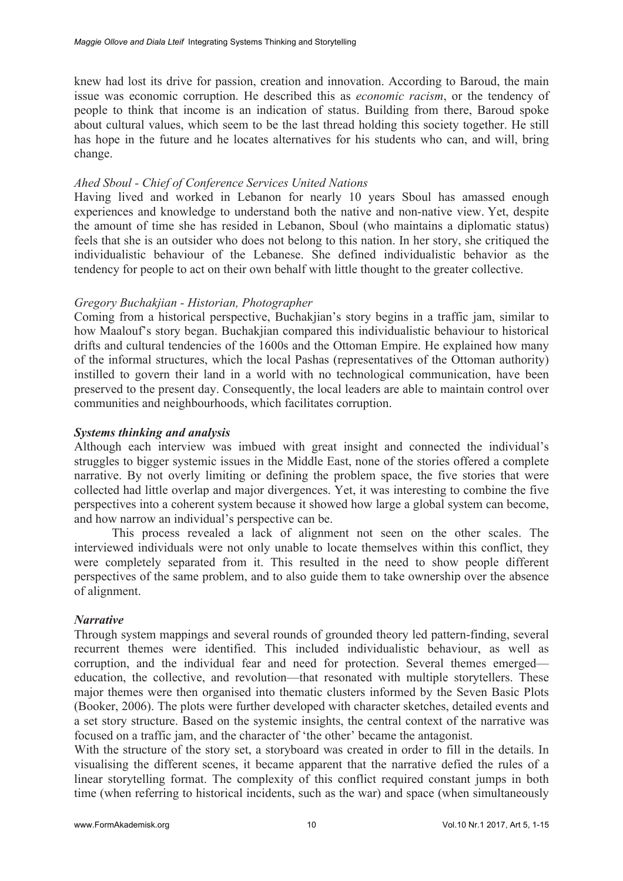knew had lost its drive for passion, creation and innovation. According to Baroud, the main issue was economic corruption. He described this as *economic racism*, or the tendency of people to think that income is an indication of status. Building from there, Baroud spoke about cultural values, which seem to be the last thread holding this society together. He still has hope in the future and he locates alternatives for his students who can, and will, bring change.

*Ahed Sboul - Chief of Conference Services United Nations*

Having lived and worked in Lebanon for nearly 10 years Sboul has amassed enough experiences and knowledge to understand both the native and non-native view. Yet, despite the amount of time she has resided in Lebanon, Sboul (who maintains a diplomatic status) feels that she is an outsider who does not belong to this nation. In her story, she critiqued the individualistic behaviour of the Lebanese. She defined individualistic behavior as the tendency for people to act on their own behalf with little thought to the greater collective.

*Gregory Buchakjian - Historian, Photographer*

Coming from a historical perspective, Buchakjian's story begins in a traffic jam, similar to how Maalouf's story began. Buchakjian compared this individualistic behaviour to historical drifts and cultural tendencies of the 1600s and the Ottoman Empire. He explained how many of the informal structures, which the local Pashas (representatives of the Ottoman authority) instilled to govern their land in a world with no technological communication, have been preserved to the present day. Consequently, the local leaders are able to maintain control over communities and neighbourhoods, which facilitates corruption.

***Systems thinking and analysis***

Although each interview was imbued with great insight and connected the individual's struggles to bigger systemic issues in the Middle East, none of the stories offered a complete narrative. By not overly limiting or defining the problem space, the five stories that were collected had little overlap and major divergences. Yet, it was interesting to combine the five perspectives into a coherent system because it showed how large a global system can become, and how narrow an individual's perspective can be.

This process revealed a lack of alignment not seen on the other scales. The interviewed individuals were not only unable to locate themselves within this conflict, they were completely separated from it. This resulted in the need to show people different perspectives of the same problem, and to also guide them to take ownership over the absence of alignment.

***Narrative***

Through system mappings and several rounds of grounded theory led pattern-finding, several recurrent themes were identified. This included individualistic behaviour, as well as corruption, and the individual fear and need for protection. Several themes emerged—education, the collective, and revolution—that resonated with multiple storytellers. These major themes were then organised into thematic clusters informed by the Seven Basic Plots (Booker, 2006). The plots were further developed with character sketches, detailed events and a set story structure. Based on the systemic insights, the central context of the narrative was focused on a traffic jam, and the character of 'the other' became the antagonist.

With the structure of the story set, a storyboard was created in order to fill in the details. In visualising the different scenes, it became apparent that the narrative defied the rules of a linear storytelling format. The complexity of this conflict required constant jumps in both time (when referring to historical incidents, such as the war) and space (when simultaneously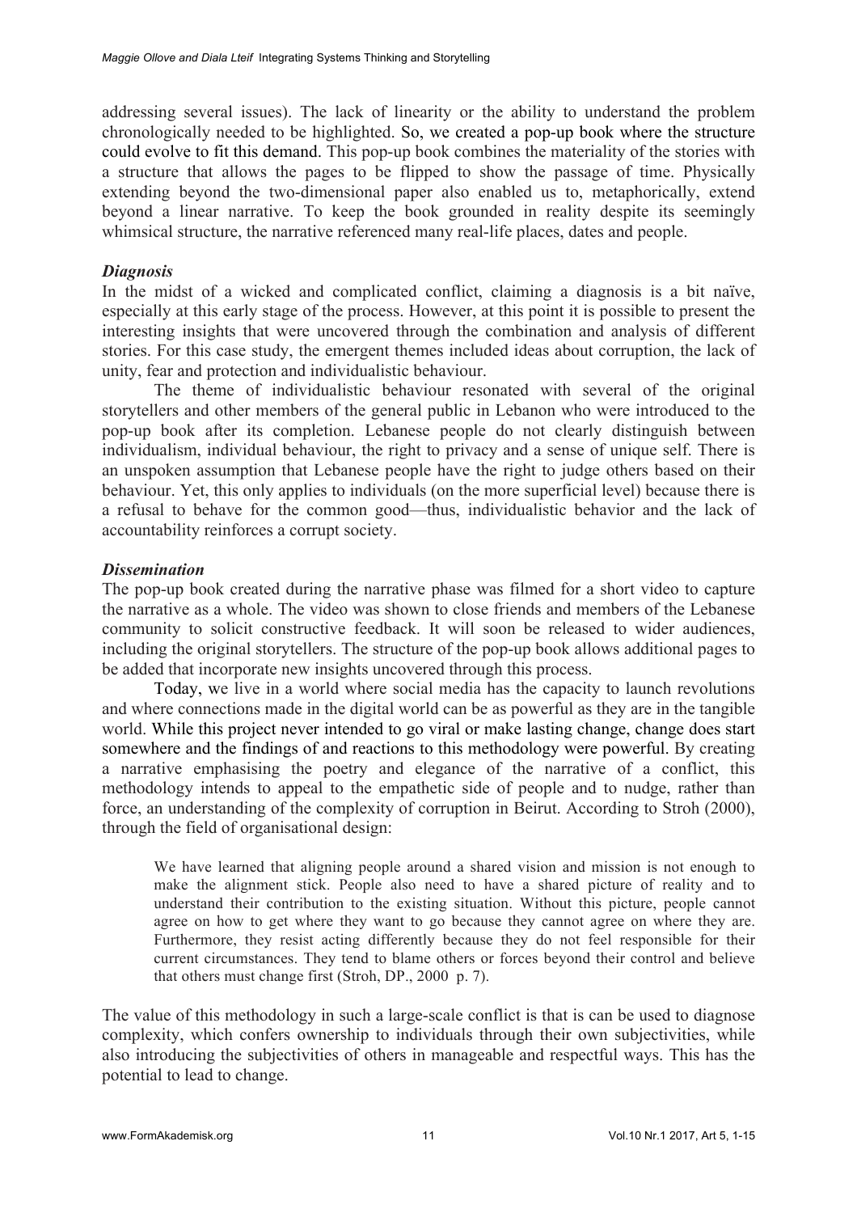addressing several issues). The lack of linearity or the ability to understand the problem chronologically needed to be highlighted. So, we created a pop-up book where the structure could evolve to fit this demand. This pop-up book combines the materiality of the stories with a structure that allows the pages to be flipped to show the passage of time. Physically extending beyond the two-dimensional paper also enabled us to, metaphorically, extend beyond a linear narrative. To keep the book grounded in reality despite its seemingly whimsical structure, the narrative referenced many real-life places, dates and people.

### *Diagnosis*

In the midst of a wicked and complicated conflict, claiming a diagnosis is a bit naïve, especially at this early stage of the process. However, at this point it is possible to present the interesting insights that were uncovered through the combination and analysis of different stories. For this case study, the emergent themes included ideas about corruption, the lack of unity, fear and protection and individualistic behaviour.

The theme of individualistic behaviour resonated with several of the original storytellers and other members of the general public in Lebanon who were introduced to the pop-up book after its completion. Lebanese people do not clearly distinguish between individualism, individual behaviour, the right to privacy and a sense of unique self. There is an unspoken assumption that Lebanese people have the right to judge others based on their behaviour. Yet, this only applies to individuals (on the more superficial level) because there is a refusal to behave for the common good—thus, individualistic behavior and the lack of accountability reinforces a corrupt society.

### *Dissemination*

The pop-up book created during the narrative phase was filmed for a short video to capture the narrative as a whole. The video was shown to close friends and members of the Lebanese community to solicit constructive feedback. It will soon be released to wider audiences, including the original storytellers. The structure of the pop-up book allows additional pages to be added that incorporate new insights uncovered through this process.

Today, we live in a world where social media has the capacity to launch revolutions and where connections made in the digital world can be as powerful as they are in the tangible world. While this project never intended to go viral or make lasting change, change does start somewhere and the findings of and reactions to this methodology were powerful. By creating a narrative emphasising the poetry and elegance of the narrative of a conflict, this methodology intends to appeal to the empathetic side of people and to nudge, rather than force, an understanding of the complexity of corruption in Beirut. According to Stroh (2000), through the field of organisational design:

> We have learned that aligning people around a shared vision and mission is not enough to make the alignment stick. People also need to have a shared picture of reality and to understand their contribution to the existing situation. Without this picture, people cannot agree on how to get where they want to go because they cannot agree on where they are. Furthermore, they resist acting differently because they do not feel responsible for their current circumstances. They tend to blame others or forces beyond their control and believe that others must change first (Stroh, DP., 2000 p. 7).

The value of this methodology in such a large-scale conflict is that is can be used to diagnose complexity, which confers ownership to individuals through their own subjectivities, while also introducing the subjectivities of others in manageable and respectful ways. This has the potential to lead to change.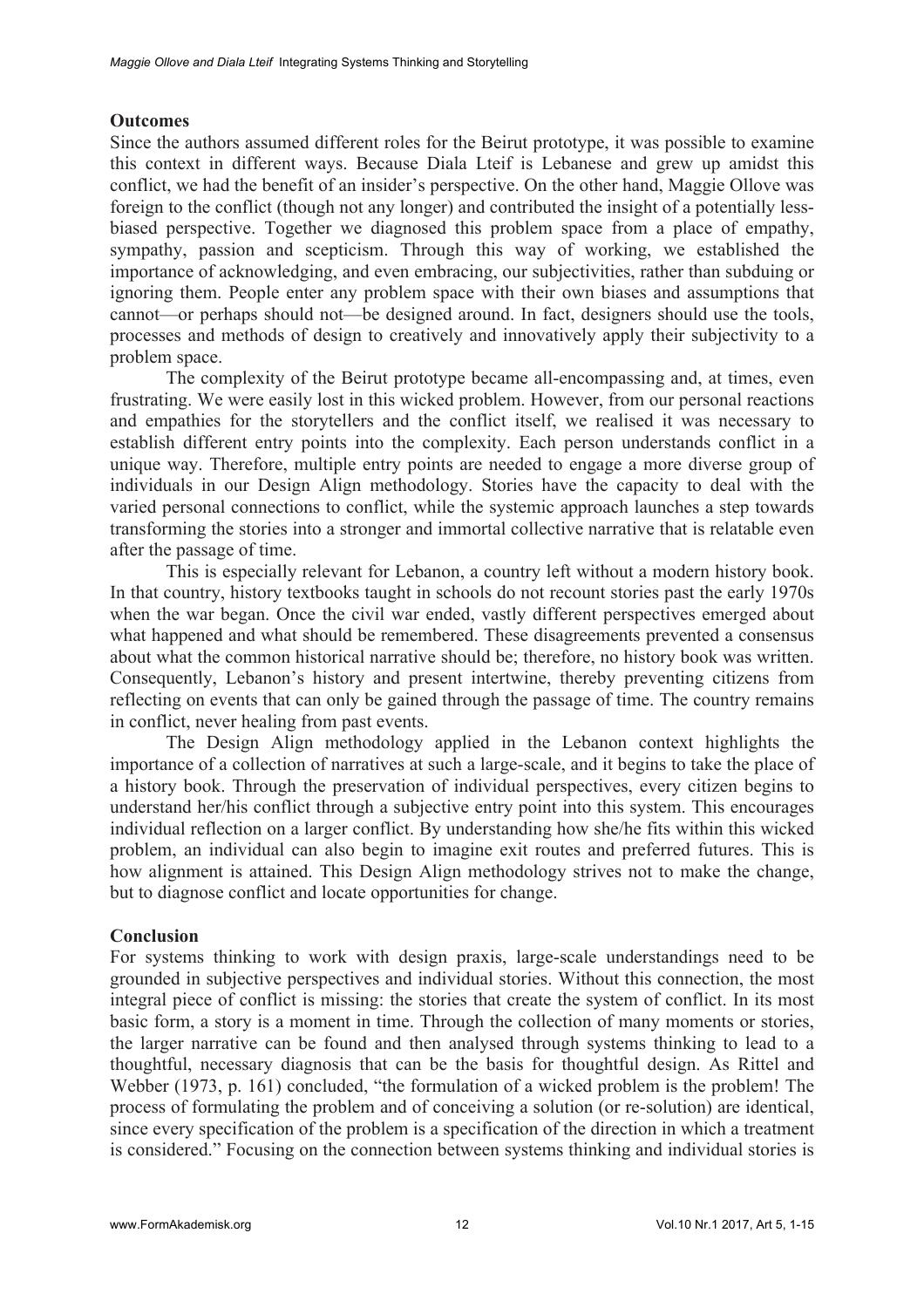## Outcomes

Since the authors assumed different roles for the Beirut prototype, it was possible to examine this context in different ways. Because Diala Lteif is Lebanese and grew up amidst this conflict, we had the benefit of an insider's perspective. On the other hand, Maggie Ollove was foreign to the conflict (though not any longer) and contributed the insight of a potentially less-biased perspective. Together we diagnosed this problem space from a place of empathy, sympathy, passion and scepticism. Through this way of working, we established the importance of acknowledging, and even embracing, our subjectivities, rather than subduing or ignoring them. People enter any problem space with their own biases and assumptions that cannot—or perhaps should not—be designed around. In fact, designers should use the tools, processes and methods of design to creatively and innovatively apply their subjectivity to a problem space.

The complexity of the Beirut prototype became all-encompassing and, at times, even frustrating. We were easily lost in this wicked problem. However, from our personal reactions and empathies for the storytellers and the conflict itself, we realised it was necessary to establish different entry points into the complexity. Each person understands conflict in a unique way. Therefore, multiple entry points are needed to engage a more diverse group of individuals in our Design Align methodology. Stories have the capacity to deal with the varied personal connections to conflict, while the systemic approach launches a step towards transforming the stories into a stronger and immortal collective narrative that is relatable even after the passage of time.

This is especially relevant for Lebanon, a country left without a modern history book. In that country, history textbooks taught in schools do not recount stories past the early 1970s when the war began. Once the civil war ended, vastly different perspectives emerged about what happened and what should be remembered. These disagreements prevented a consensus about what the common historical narrative should be; therefore, no history book was written. Consequently, Lebanon's history and present intertwine, thereby preventing citizens from reflecting on events that can only be gained through the passage of time. The country remains in conflict, never healing from past events.

The Design Align methodology applied in the Lebanon context highlights the importance of a collection of narratives at such a large-scale, and it begins to take the place of a history book. Through the preservation of individual perspectives, every citizen begins to understand her/his conflict through a subjective entry point into this system. This encourages individual reflection on a larger conflict. By understanding how she/he fits within this wicked problem, an individual can also begin to imagine exit routes and preferred futures. This is how alignment is attained. This Design Align methodology strives not to make the change, but to diagnose conflict and locate opportunities for change.

## Conclusion

For systems thinking to work with design praxis, large-scale understandings need to be grounded in subjective perspectives and individual stories. Without this connection, the most integral piece of conflict is missing: the stories that create the system of conflict. In its most basic form, a story is a moment in time. Through the collection of many moments or stories, the larger narrative can be found and then analysed through systems thinking to lead to a thoughtful, necessary diagnosis that can be the basis for thoughtful design. As Rittel and Webber (1973, p. 161) concluded, "the formulation of a wicked problem is the problem! The process of formulating the problem and of conceiving a solution (or re-solution) are identical, since every specification of the problem is a specification of the direction in which a treatment is considered." Focusing on the connection between systems thinking and individual stories is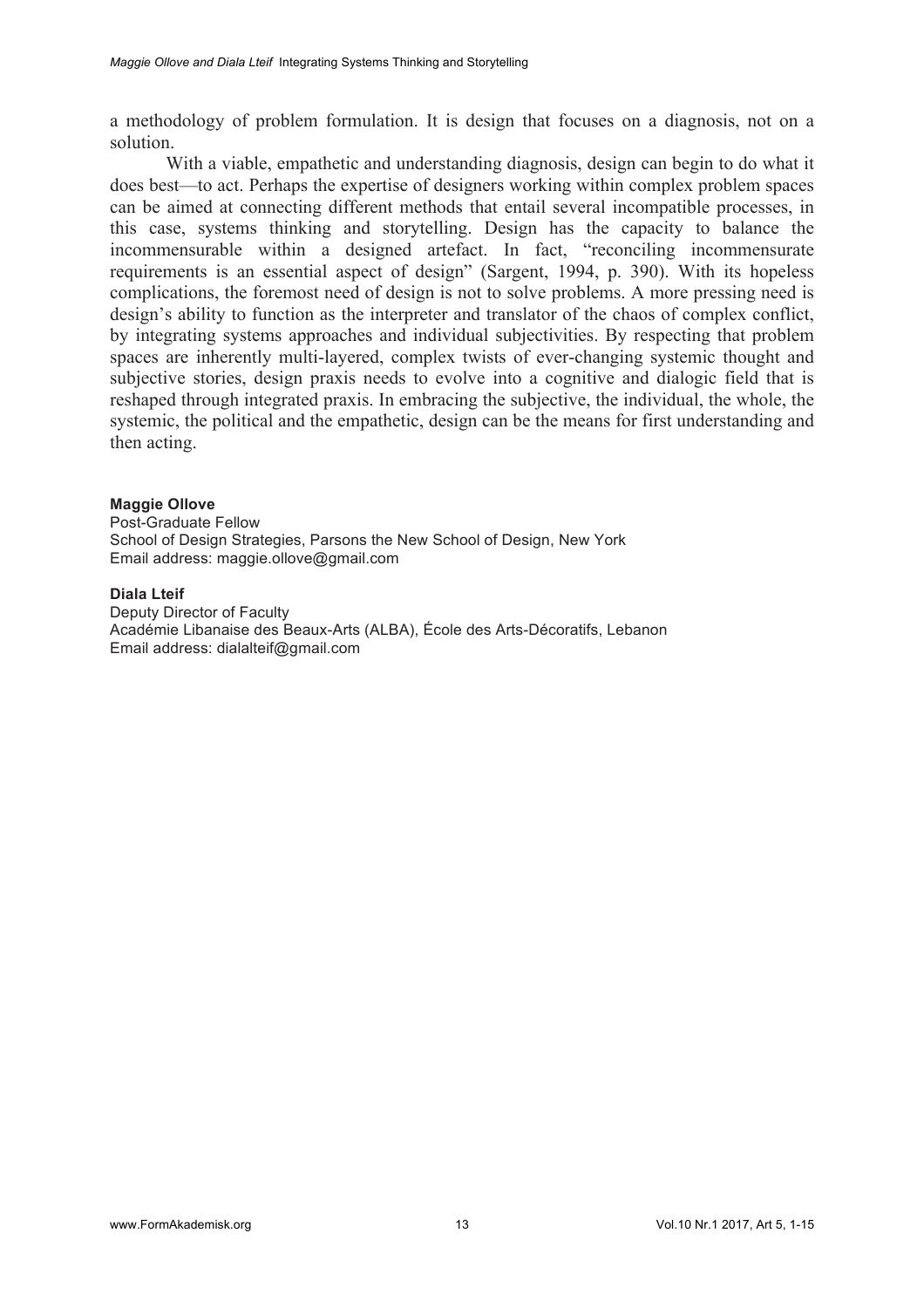a methodology of problem formulation. It is design that focuses on a diagnosis, not on a solution.

With a viable, empathetic and understanding diagnosis, design can begin to do what it does best—to act. Perhaps the expertise of designers working within complex problem spaces can be aimed at connecting different methods that entail several incompatible processes, in this case, systems thinking and storytelling. Design has the capacity to balance the incommensurable within a designed artefact. In fact, "reconciling incommensurate requirements is an essential aspect of design" (Sargent, 1994, p. 390). With its hopeless complications, the foremost need of design is not to solve problems. A more pressing need is design's ability to function as the interpreter and translator of the chaos of complex conflict, by integrating systems approaches and individual subjectivities. By respecting that problem spaces are inherently multi-layered, complex twists of ever-changing systemic thought and subjective stories, design praxis needs to evolve into a cognitive and dialogic field that is reshaped through integrated praxis. In embracing the subjective, the individual, the whole, the systemic, the political and the empathetic, design can be the means for first understanding and then acting.

**Maggie Ollove**
Post-Graduate Fellow
School of Design Strategies, Parsons the New School of Design, New York
Email address: maggie.ollove@gmail.com

**Diala Lteif**
Deputy Director of Faculty
Académie Libanaise des Beaux-Arts (ALBA), École des Arts-Décoratifs, Lebanon
Email address: dialalteif@gmail.com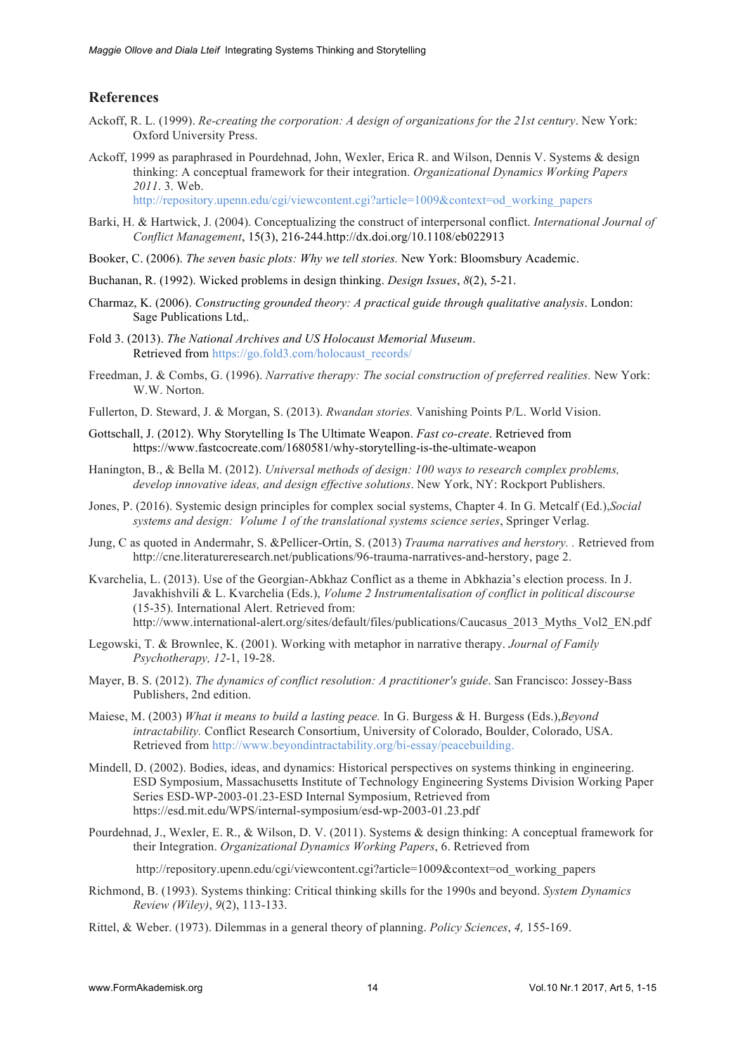## References

Ackoff, R. L. (1999). *Re-creating the corporation: A design of organizations for the 21st century*. New York: Oxford University Press.

Ackoff, 1999 as paraphrased in Pourdehnad, John, Wexler, Erica R. and Wilson, Dennis V. Systems & design thinking: A conceptual framework for their integration. *Organizational Dynamics Working Papers 2011*. 3. Web. http://repository.upenn.edu/cgi/viewcontent.cgi?article=1009&context=od_working_papers

Barki, H. & Hartwick, J. (2004). Conceptualizing the construct of interpersonal conflict. *International Journal of Conflict Management*, 15(3), 216-244.http://dx.doi.org/10.1108/eb022913

Booker, C. (2006). *The seven basic plots: Why we tell stories.* New York: Bloomsbury Academic.

Buchanan, R. (1992). Wicked problems in design thinking. *Design Issues*, *8*(2), 5-21.

Charmaz, K. (2006). *Constructing grounded theory: A practical guide through qualitative analysis*. London: Sage Publications Ltd,.

Fold 3. (2013). *The National Archives and US Holocaust Memorial Museum*. Retrieved from https://go.fold3.com/holocaust_records/

Freedman, J. & Combs, G. (1996). *Narrative therapy: The social construction of preferred realities.* New York: W.W. Norton.

Fullerton, D. Steward, J. & Morgan, S. (2013). *Rwandan stories.* Vanishing Points P/L. World Vision.

Gottschall, J. (2012). Why Storytelling Is The Ultimate Weapon. *Fast co-create*. Retrieved from https://www.fastcocreate.com/1680581/why-storytelling-is-the-ultimate-weapon

Hanington, B., & Bella M. (2012). *Universal methods of design: 100 ways to research complex problems, develop innovative ideas, and design effective solutions*. New York, NY: Rockport Publishers.

Jones, P. (2016). Systemic design principles for complex social systems, Chapter 4. In G. Metcalf (Ed.),*Social systems and design: Volume 1 of the translational systems science series*, Springer Verlag.

Jung, C as quoted in Andermahr, S. &Pellicer-Ortín, S. (2013) *Trauma narratives and herstory. .* Retrieved from http://cne.literatureresearch.net/publications/96-trauma-narratives-and-herstory, page 2.

Kvarchelia, L. (2013). Use of the Georgian-Abkhaz Conflict as a theme in Abkhazia's election process. In J. Javakhishvili & L. Kvarchelia (Eds.), *Volume 2 Instrumentalisation of conflict in political discourse* (15-35). International Alert. Retrieved from: http://www.international-alert.org/sites/default/files/publications/Caucasus_2013_Myths_Vol2_EN.pdf

Legowski, T. & Brownlee, K. (2001). Working with metaphor in narrative therapy. *Journal of Family Psychotherapy, 12*-1, 19-28.

Mayer, B. S. (2012). *The dynamics of conflict resolution: A practitioner's guide*. San Francisco: Jossey-Bass Publishers, 2nd edition.

Maiese, M. (2003) *What it means to build a lasting peace.* In G. Burgess & H. Burgess (Eds.),*Beyond intractability.* Conflict Research Consortium, University of Colorado, Boulder, Colorado, USA. Retrieved from http://www.beyondintractability.org/bi-essay/peacebuilding.

Mindell, D. (2002). Bodies, ideas, and dynamics: Historical perspectives on systems thinking in engineering. ESD Symposium, Massachusetts Institute of Technology Engineering Systems Division Working Paper Series ESD-WP-2003-01.23-ESD Internal Symposium, Retrieved from https://esd.mit.edu/WPS/internal-symposium/esd-wp-2003-01.23.pdf

Pourdehnad, J., Wexler, E. R., & Wilson, D. V. (2011). Systems & design thinking: A conceptual framework for their Integration. *Organizational Dynamics Working Papers*, 6. Retrieved from

http://repository.upenn.edu/cgi/viewcontent.cgi?article=1009&context=od_working_papers

Richmond, B. (1993). Systems thinking: Critical thinking skills for the 1990s and beyond. *System Dynamics Review (Wiley)*, *9*(2), 113-133.

Rittel, & Weber. (1973). Dilemmas in a general theory of planning. *Policy Sciences*, *4,* 155-169.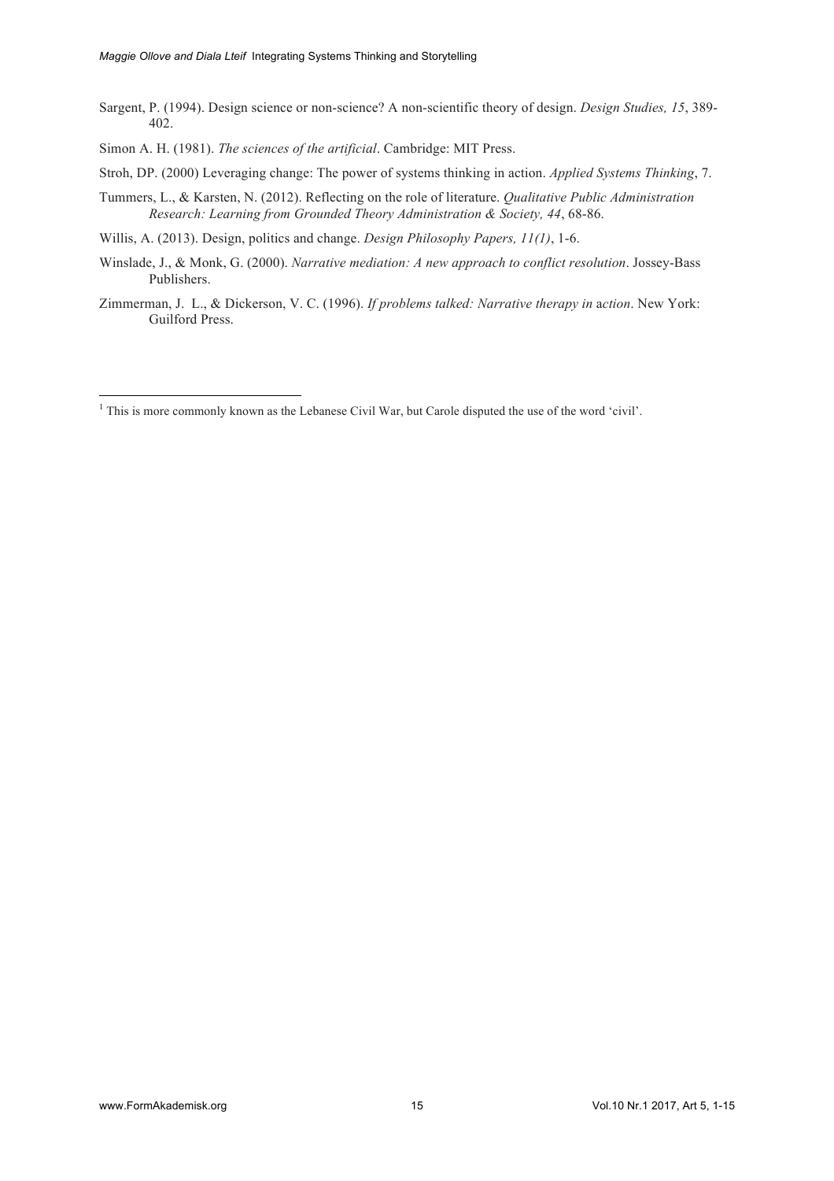Sargent, P. (1994). Design science or non-science? A non-scientific theory of design. *Design Studies, 15*, 389-402.

Simon A. H. (1981). *The sciences of the artificial*. Cambridge: MIT Press.

Stroh, DP. (2000) Leveraging change: The power of systems thinking in action. *Applied Systems Thinking*, 7.

Tummers, L., & Karsten, N. (2012). Reflecting on the role of literature. *Qualitative Public Administration Research: Learning from Grounded Theory Administration & Society, 44*, 68-86.

Willis, A. (2013). Design, politics and change. *Design Philosophy Papers, 11(1)*, 1-6.

Winslade, J., & Monk, G. (2000). *Narrative mediation: A new approach to conflict resolution*. Jossey-Bass Publishers.

Zimmerman, J. L., & Dickerson, V. C. (1996). *If problems talked: Narrative therapy in* action. New York: Guilford Press.

---

[1] This is more commonly known as the Lebanese Civil War, but Carole disputed the use of the word 'civil'.